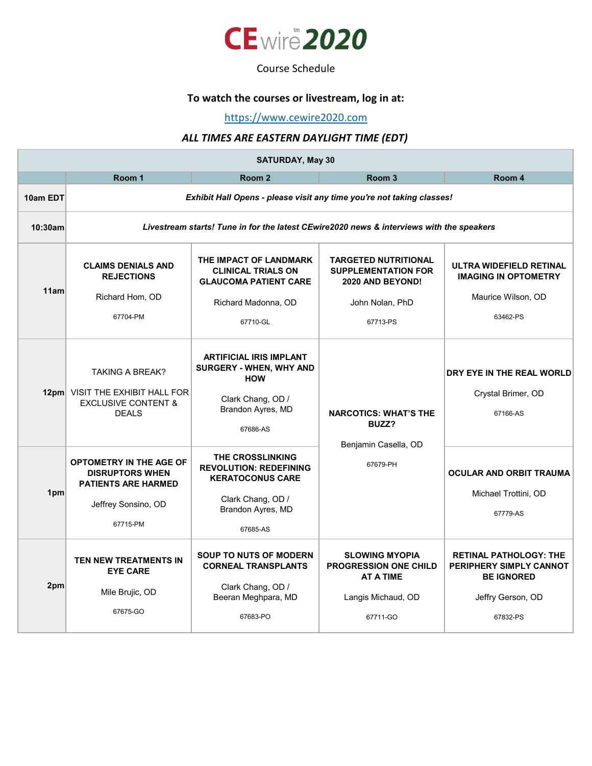# CEwire 2020

Course Schedule

**To watch the courses or livestream, log in at:**

https://www.cewire2020.com

***ALL TIMES ARE EASTERN DAYLIGHT TIME (EDT)***

| SATURDAY, May 30 | | | | |
|---|---|---|---|---|
| | **Room 1** | **Room 2** | **Room 3** | **Room 4** |
| **10am EDT** | ***Exhibit Hall Opens - please visit any time you're not taking classes!*** | | | |
| **10:30am** | ***Livestream starts! Tune in for the latest CEwire2020 news & interviews with the speakers*** | | | |
| **11am** | **CLAIMS DENIALS AND REJECTIONS**<br><br>Richard Hom, OD<br><br>67704-PM | **THE IMPACT OF LANDMARK CLINICAL TRIALS ON GLAUCOMA PATIENT CARE**<br><br>Richard Madonna, OD<br><br>67710-GL | **TARGETED NUTRITIONAL SUPPLEMENTATION FOR 2020 AND BEYOND!**<br><br>John Nolan, PhD<br><br>67713-PS | **ULTRA WIDEFIELD RETINAL IMAGING IN OPTOMETRY**<br><br>Maurice Wilson, OD<br><br>63462-PS |
| **12pm** | TAKING A BREAK?<br><br>VISIT THE EXHIBIT HALL FOR EXCLUSIVE CONTENT & DEALS | **ARTIFICIAL IRIS IMPLANT SURGERY - WHEN, WHY AND HOW**<br><br>Clark Chang, OD / Brandon Ayres, MD<br><br>67686-AS | **NARCOTICS: WHAT'S THE BUZZ?**<br><br>Benjamin Casella, OD<br><br>67679-PH | **DRY EYE IN THE REAL WORLD**<br><br>Crystal Brimer, OD<br><br>67166-AS |
| **1pm** | **OPTOMETRY IN THE AGE OF DISRUPTORS WHEN PATIENTS ARE HARMED**<br><br>Jeffrey Sonsino, OD<br><br>67715-PM | **THE CROSSLINKING REVOLUTION: REDEFINING KERATOCONUS CARE**<br><br>Clark Chang, OD / Brandon Ayres, MD<br><br>67685-AS | | **OCULAR AND ORBIT TRAUMA**<br><br>Michael Trottini, OD<br><br>67779-AS |
| **2pm** | **TEN NEW TREATMENTS IN EYE CARE**<br><br>Mile Brujic, OD<br><br>67675-GO | **SOUP TO NUTS OF MODERN CORNEAL TRANSPLANTS**<br><br>Clark Chang, OD / Beeran Meghpara, MD<br><br>67683-PO | **SLOWING MYOPIA PROGRESSION ONE CHILD AT A TIME**<br><br>Langis Michaud, OD<br><br>67711-GO | **RETINAL PATHOLOGY: THE PERIPHERY SIMPLY CANNOT BE IGNORED**<br><br>Jeffry Gerson, OD<br><br>67832-PS |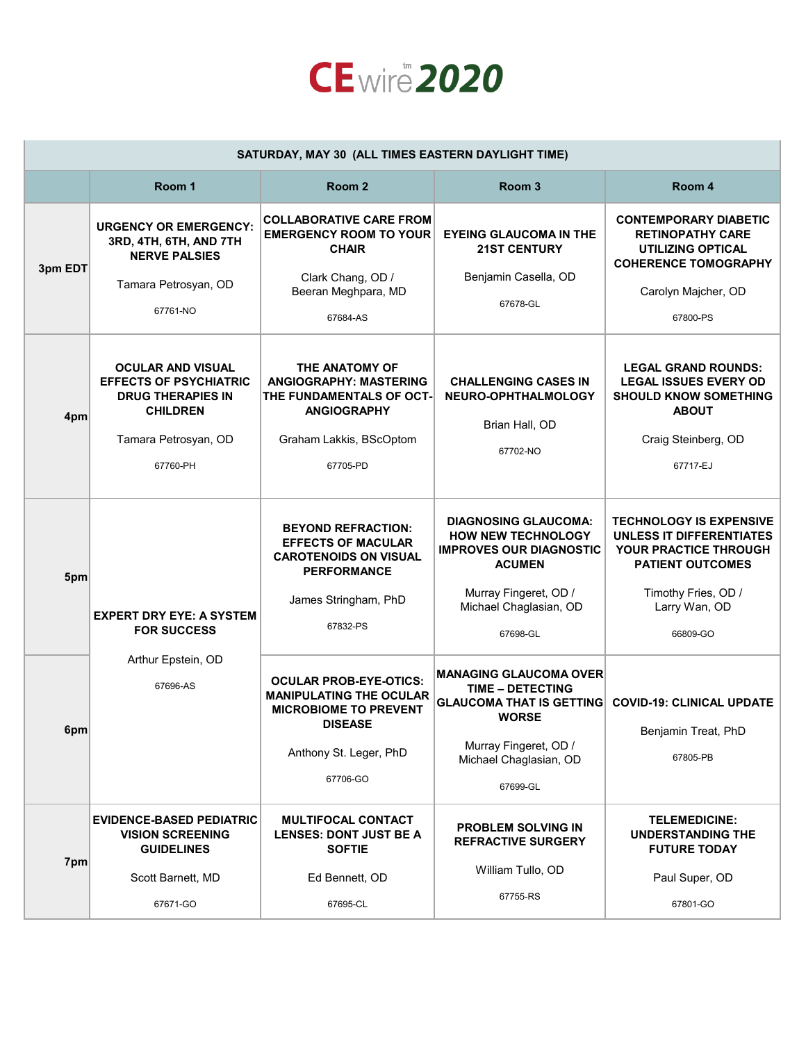# CEwire 2020

| SATURDAY, MAY 30 (ALL TIMES EASTERN DAYLIGHT TIME) | | | | |
|---|---|---|---|---|
| | **Room 1** | **Room 2** | **Room 3** | **Room 4** |
| **3pm EDT** | **URGENCY OR EMERGENCY: 3RD, 4TH, 6TH, AND 7TH NERVE PALSIES**<br>Tamara Petrosyan, OD<br>67761-NO | **COLLABORATIVE CARE FROM EMERGENCY ROOM TO YOUR CHAIR**<br>Clark Chang, OD / Beeran Meghpara, MD<br>67684-AS | **EYEING GLAUCOMA IN THE 21ST CENTURY**<br>Benjamin Casella, OD<br>67678-GL | **CONTEMPORARY DIABETIC RETINOPATHY CARE UTILIZING OPTICAL COHERENCE TOMOGRAPHY**<br>Carolyn Majcher, OD<br>67800-PS |
| **4pm** | **OCULAR AND VISUAL EFFECTS OF PSYCHIATRIC DRUG THERAPIES IN CHILDREN**<br>Tamara Petrosyan, OD<br>67760-PH | **THE ANATOMY OF ANGIOGRAPHY: MASTERING THE FUNDAMENTALS OF OCT-ANGIOGRAPHY**<br>Graham Lakkis, BScOptom<br>67705-PD | **CHALLENGING CASES IN NEURO-OPHTHALMOLOGY**<br>Brian Hall, OD<br>67702-NO | **LEGAL GRAND ROUNDS: LEGAL ISSUES EVERY OD SHOULD KNOW SOMETHING ABOUT**<br>Craig Steinberg, OD<br>67717-EJ |
| **5pm** | **EXPERT DRY EYE: A SYSTEM FOR SUCCESS**<br>Arthur Epstein, OD<br>67696-AS | **BEYOND REFRACTION: EFFECTS OF MACULAR CAROTENOIDS ON VISUAL PERFORMANCE**<br>James Stringham, PhD<br>67832-PS | **DIAGNOSING GLAUCOMA: HOW NEW TECHNOLOGY IMPROVES OUR DIAGNOSTIC ACUMEN**<br>Murray Fingeret, OD / Michael Chaglasian, OD<br>67698-GL | **TECHNOLOGY IS EXPENSIVE UNLESS IT DIFFERENTIATES YOUR PRACTICE THROUGH PATIENT OUTCOMES**<br>Timothy Fries, OD / Larry Wan, OD<br>66809-GO |
| **6pm** | | **OCULAR PROB-EYE-OTICS: MANIPULATING THE OCULAR MICROBIOME TO PREVENT DISEASE**<br>Anthony St. Leger, PhD<br>67706-GO | **MANAGING GLAUCOMA OVER TIME – DETECTING GLAUCOMA THAT IS GETTING WORSE**<br>Murray Fingeret, OD / Michael Chaglasian, OD<br>67699-GL | **COVID-19: CLINICAL UPDATE**<br>Benjamin Treat, PhD<br>67805-PB |
| **7pm** | **EVIDENCE-BASED PEDIATRIC VISION SCREENING GUIDELINES**<br>Scott Barnett, MD<br>67671-GO | **MULTIFOCAL CONTACT LENSES: DONT JUST BE A SOFTIE**<br>Ed Bennett, OD<br>67695-CL | **PROBLEM SOLVING IN REFRACTIVE SURGERY**<br>William Tullo, OD<br>67755-RS | **TELEMEDICINE: UNDERSTANDING THE FUTURE TODAY**<br>Paul Super, OD<br>67801-GO |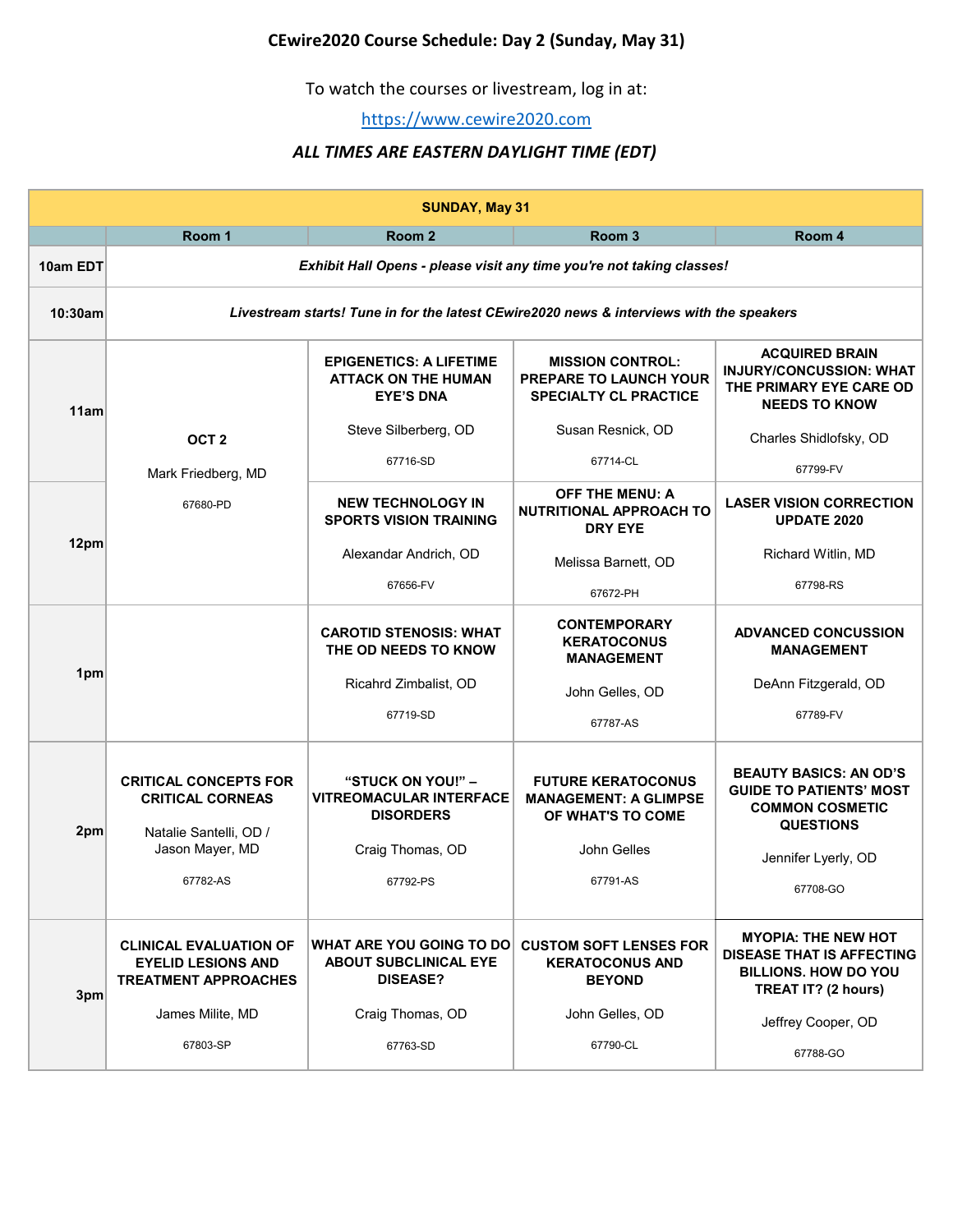**CEwire2020 Course Schedule: Day 2 (Sunday, May 31)**

To watch the courses or livestream, log in at:

https://www.cewire2020.com

***ALL TIMES ARE EASTERN DAYLIGHT TIME (EDT)***

| SUNDAY, May 31 | | | | |
|---|---|---|---|---|
| | **Room 1** | **Room 2** | **Room 3** | **Room 4** |
| **10am EDT** | ***Exhibit Hall Opens - please visit any time you're not taking classes!*** | | | |
| **10:30am** | ***Livestream starts! Tune in for the latest CEwire2020 news & interviews with the speakers*** | | | |
| **11am** | **OCT 2**<br>Mark Friedberg, MD<br>67680-PD | **EPIGENETICS: A LIFETIME ATTACK ON THE HUMAN EYE'S DNA**<br>Steve Silberberg, OD<br>67716-SD | **MISSION CONTROL: PREPARE TO LAUNCH YOUR SPECIALTY CL PRACTICE**<br>Susan Resnick, OD<br>67714-CL | **ACQUIRED BRAIN INJURY/CONCUSSION: WHAT THE PRIMARY EYE CARE OD NEEDS TO KNOW**<br>Charles Shidlofsky, OD<br>67799-FV |
| **12pm** | | **NEW TECHNOLOGY IN SPORTS VISION TRAINING**<br>Alexandar Andrich, OD<br>67656-FV | **OFF THE MENU: A NUTRITIONAL APPROACH TO DRY EYE**<br>Melissa Barnett, OD<br>67672-PH | **LASER VISION CORRECTION UPDATE 2020**<br>Richard Witlin, MD<br>67798-RS |
| **1pm** | | **CAROTID STENOSIS: WHAT THE OD NEEDS TO KNOW**<br>Ricahrd Zimbalist, OD<br>67719-SD | **CONTEMPORARY KERATOCONUS MANAGEMENT**<br>John Gelles, OD<br>67787-AS | **ADVANCED CONCUSSION MANAGEMENT**<br>DeAnn Fitzgerald, OD<br>67789-FV |
| **2pm** | **CRITICAL CONCEPTS FOR CRITICAL CORNEAS**<br>Natalie Santelli, OD / Jason Mayer, MD<br>67782-AS | **"STUCK ON YOU!" – VITREOMACULAR INTERFACE DISORDERS**<br>Craig Thomas, OD<br>67792-PS | **FUTURE KERATOCONUS MANAGEMENT: A GLIMPSE OF WHAT'S TO COME**<br>John Gelles<br>67791-AS | **BEAUTY BASICS: AN OD'S GUIDE TO PATIENTS' MOST COMMON COSMETIC QUESTIONS**<br>Jennifer Lyerly, OD<br>67708-GO |
| **3pm** | **CLINICAL EVALUATION OF EYELID LESIONS AND TREATMENT APPROACHES**<br>James Milite, MD<br>67803-SP | **WHAT ARE YOU GOING TO DO ABOUT SUBCLINICAL EYE DISEASE?**<br>Craig Thomas, OD<br>67763-SD | **CUSTOM SOFT LENSES FOR KERATOCONUS AND BEYOND**<br>John Gelles, OD<br>67790-CL | **MYOPIA: THE NEW HOT DISEASE THAT IS AFFECTING BILLIONS. HOW DO YOU TREAT IT? (2 hours)**<br>Jeffrey Cooper, OD<br>67788-GO |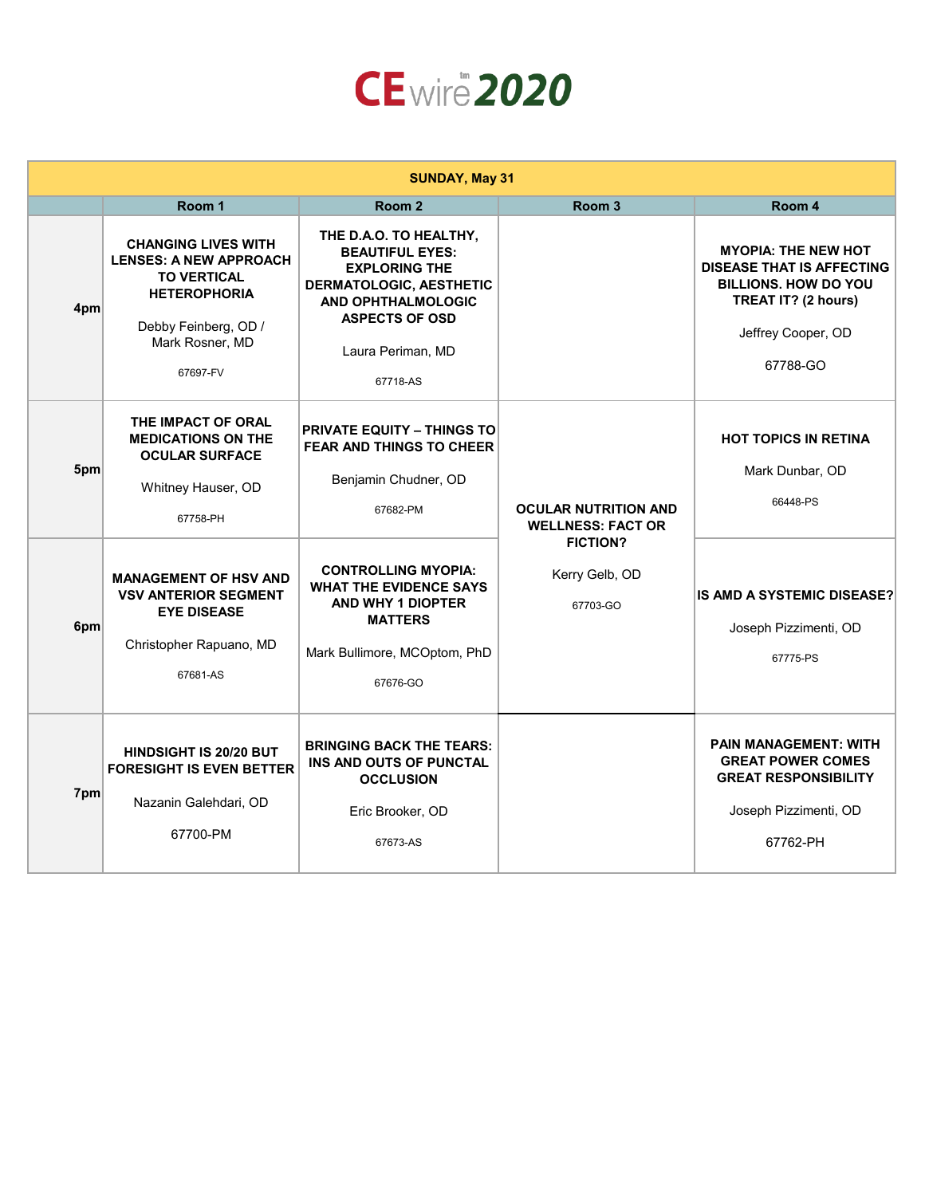# CEwire 2020

| SUNDAY, May 31 | | | | |
|---|---|---|---|---|
| | Room 1 | Room 2 | Room 3 | Room 4 |
| 4pm | **CHANGING LIVES WITH LENSES: A NEW APPROACH TO VERTICAL HETEROPHORIA**<br><br>Debby Feinberg, OD / Mark Rosner, MD<br><br>67697-FV | **THE D.A.O. TO HEALTHY, BEAUTIFUL EYES: EXPLORING THE DERMATOLOGIC, AESTHETIC AND OPHTHALMOLOGIC ASPECTS OF OSD**<br><br>Laura Periman, MD<br><br>67718-AS | | **MYOPIA: THE NEW HOT DISEASE THAT IS AFFECTING BILLIONS. HOW DO YOU TREAT IT? (2 hours)**<br><br>Jeffrey Cooper, OD<br><br>67788-GO |
| 5pm | **THE IMPACT OF ORAL MEDICATIONS ON THE OCULAR SURFACE**<br><br>Whitney Hauser, OD<br><br>67758-PH | **PRIVATE EQUITY – THINGS TO FEAR AND THINGS TO CHEER**<br><br>Benjamin Chudner, OD<br><br>67682-PM | **OCULAR NUTRITION AND WELLNESS: FACT OR FICTION?**<br><br>Kerry Gelb, OD<br><br>67703-GO | **HOT TOPICS IN RETINA**<br><br>Mark Dunbar, OD<br><br>66448-PS |
| 6pm | **MANAGEMENT OF HSV AND VSV ANTERIOR SEGMENT EYE DISEASE**<br><br>Christopher Rapuano, MD<br><br>67681-AS | **CONTROLLING MYOPIA: WHAT THE EVIDENCE SAYS AND WHY 1 DIOPTER MATTERS**<br><br>Mark Bullimore, MCOptom, PhD<br><br>67676-GO | | **IS AMD A SYSTEMIC DISEASE?**<br><br>Joseph Pizzimenti, OD<br><br>67775-PS |
| 7pm | **HINDSIGHT IS 20/20 BUT FORESIGHT IS EVEN BETTER**<br><br>Nazanin Galehdari, OD<br><br>67700-PM | **BRINGING BACK THE TEARS: INS AND OUTS OF PUNCTAL OCCLUSION**<br><br>Eric Brooker, OD<br><br>67673-AS | | **PAIN MANAGEMENT: WITH GREAT POWER COMES GREAT RESPONSIBILITY**<br><br>Joseph Pizzimenti, OD<br><br>67762-PH |